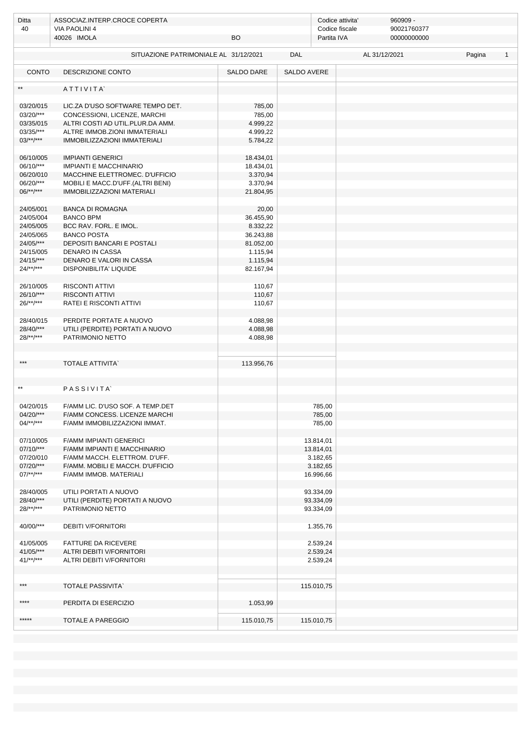| Ditta | ASSOCIAZ.INTERP.CROCE COPERTA | | Codice attivita' | 960909 - |
|---|---|---|---|---|
| 40 | VIA PAOLINI 4 | | Codice fiscale | 90021760377 |
| | 40026 IMOLA | BO | Partita IVA | 00000000000 |

SITUAZIONE PATRIMONIALE AL 31/12/2021 DAL AL 31/12/2021

| CONTO | DESCRIZIONE CONTO | SALDO DARE | SALDO AVERE |
|---|---|---|---|
| ** | A T T I V I T A` | | |
| 03/20/015 | LIC.ZA D'USO SOFTWARE TEMPO DET. | 785,00 | |
| 03/20/*** | CONCESSIONI, LICENZE, MARCHI | 785,00 | |
| 03/35/015 | ALTRI COSTI AD UTIL.PLUR.DA AMM. | 4.999,22 | |
| 03/35/*** | ALTRE IMMOB.ZIONI IMMATERIALI | 4.999,22 | |
| 03/**/*** | IMMOBILIZZAZIONI IMMATERIALI | 5.784,22 | |
| 06/10/005 | IMPIANTI GENERICI | 18.434,01 | |
| 06/10/*** | IMPIANTI E MACCHINARIO | 18.434,01 | |
| 06/20/010 | MACCHINE ELETTROMEC. D'UFFICIO | 3.370,94 | |
| 06/20/*** | MOBILI E MACC.D'UFF.(ALTRI BENI) | 3.370,94 | |
| 06/**/*** | IMMOBILIZZAZIONI MATERIALI | 21.804,95 | |
| 24/05/001 | BANCA DI ROMAGNA | 20,00 | |
| 24/05/004 | BANCO BPM | 36.455,90 | |
| 24/05/005 | BCC RAV. FORL. E IMOL. | 8.332,22 | |
| 24/05/065 | BANCO POSTA | 36.243,88 | |
| 24/05/*** | DEPOSITI BANCARI E POSTALI | 81.052,00 | |
| 24/15/005 | DENARO IN CASSA | 1.115,94 | |
| 24/15/*** | DENARO E VALORI IN CASSA | 1.115,94 | |
| 24/**/*** | DISPONIBILITA' LIQUIDE | 82.167,94 | |
| 26/10/005 | RISCONTI ATTIVI | 110,67 | |
| 26/10/*** | RISCONTI ATTIVI | 110,67 | |
| 26/**/*** | RATEI E RISCONTI ATTIVI | 110,67 | |
| 28/40/015 | PERDITE PORTATE A NUOVO | 4.088,98 | |
| 28/40/*** | UTILI (PERDITE) PORTATI A NUOVO | 4.088,98 | |
| 28/**/*** | PATRIMONIO NETTO | 4.088,98 | |
| *** | TOTALE ATTIVITA` | 113.956,76 | |
| ** | P A S S I V I T A` | | |
| 04/20/015 | F/AMM LIC. D'USO SOF. A TEMP.DET | | 785,00 |
| 04/20/*** | F/AMM CONCESS. LICENZE MARCHI | | 785,00 |
| 04/**/*** | F/AMM IMMOBILIZZAZIONI IMMAT. | | 785,00 |
| 07/10/005 | F/AMM IMPIANTI GENERICI | | 13.814,01 |
| 07/10/*** | F/AMM IMPIANTI E MACCHINARIO | | 13.814,01 |
| 07/20/010 | F/AMM MACCH. ELETTROM. D'UFF. | | 3.182,65 |
| 07/20/*** | F/AMM. MOBILI E MACCH. D'UFFICIO | | 3.182,65 |
| 07/**/*** | F/AMM IMMOB. MATERIALI | | 16.996,66 |
| 28/40/005 | UTILI PORTATI A NUOVO | | 93.334,09 |
| 28/40/*** | UTILI (PERDITE) PORTATI A NUOVO | | 93.334,09 |
| 28/**/*** | PATRIMONIO NETTO | | 93.334,09 |
| 40/00/*** | DEBITI V/FORNITORI | | 1.355,76 |
| 41/05/005 | FATTURE DA RICEVERE | | 2.539,24 |
| 41/05/*** | ALTRI DEBITI V/FORNITORI | | 2.539,24 |
| 41/**/*** | ALTRI DEBITI V/FORNITORI | | 2.539,24 |
| *** | TOTALE PASSIVITA` | | 115.010,75 |
| **** | PERDITA DI ESERCIZIO | 1.053,99 | |
| ***** | TOTALE A PAREGGIO | 115.010,75 | 115.010,75 |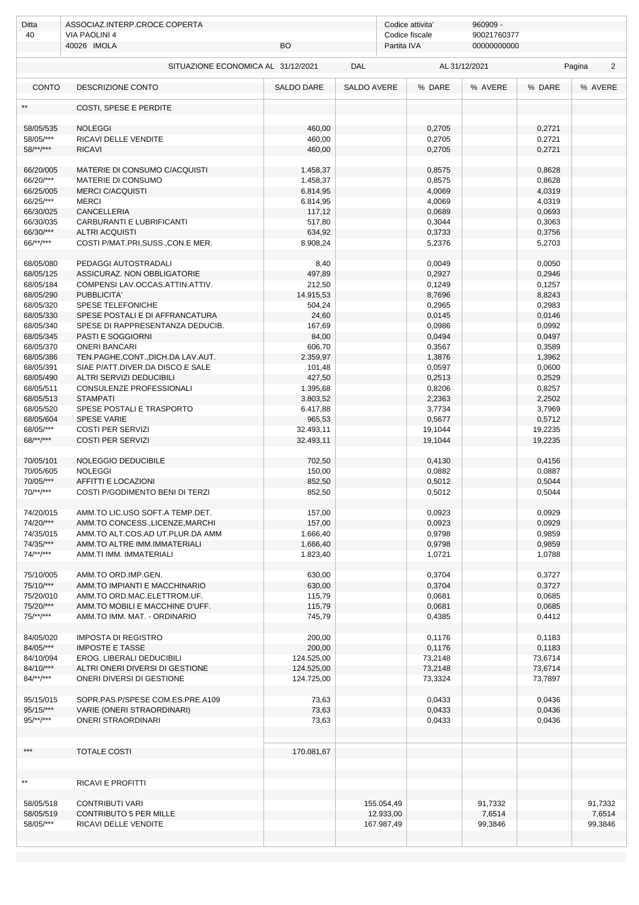| Ditta | ASSOCIAZ.INTERP.CROCE COPERTA | | Codice attivita' | 960909 - |
|---|---|---|---|---|
| 40 | VIA PAOLINI 4 | | Codice fiscale | 90021760377 |
| | 40026 IMOLA | BO | Partita IVA | 00000000000 |

SITUAZIONE ECONOMICA AL 31/12/2021 DAL AL 31/12/2021

| CONTO | DESCRIZIONE CONTO | SALDO DARE | SALDO AVERE | % DARE | % AVERE | % DARE | % AVERE |
|---|---|---|---|---|---|---|---|
| ** | COSTI, SPESE E PERDITE | | | | | | |
| 58/05/535 | NOLEGGI | 460,00 | | 0,2705 | | 0,2721 | |
| 58/05/*** | RICAVI DELLE VENDITE | 460,00 | | 0,2705 | | 0,2721 | |
| 58/**/*** | RICAVI | 460,00 | | 0,2705 | | 0,2721 | |
| 66/20/005 | MATERIE DI CONSUMO C/ACQUISTI | 1.458,37 | | 0,8575 | | 0,8628 | |
| 66/20/*** | MATERIE DI CONSUMO | 1.458,37 | | 0,8575 | | 0,8628 | |
| 66/25/005 | MERCI C/ACQUISTI | 6.814,95 | | 4,0069 | | 4,0319 | |
| 66/25/*** | MERCI | 6.814,95 | | 4,0069 | | 4,0319 | |
| 66/30/025 | CANCELLERIA | 117,12 | | 0,0689 | | 0,0693 | |
| 66/30/035 | CARBURANTI E LUBRIFICANTI | 517,80 | | 0,3044 | | 0,3063 | |
| 66/30/*** | ALTRI ACQUISTI | 634,92 | | 0,3733 | | 0,3756 | |
| 66/**/*** | COSTI P/MAT.PRI,SUSS.,CON.E MER. | 8.908,24 | | 5,2376 | | 5,2703 | |
| 68/05/080 | PEDAGGI AUTOSTRADALI | 8,40 | | 0,0049 | | 0,0050 | |
| 68/05/125 | ASSICURAZ. NON OBBLIGATORIE | 497,89 | | 0,2927 | | 0,2946 | |
| 68/05/184 | COMPENSI LAV.OCCAS.ATTIN.ATTIV. | 212,50 | | 0,1249 | | 0,1257 | |
| 68/05/290 | PUBBLICITA' | 14.915,53 | | 8,7696 | | 8,8243 | |
| 68/05/320 | SPESE TELEFONICHE | 504,24 | | 0,2965 | | 0,2983 | |
| 68/05/330 | SPESE POSTALI E DI AFFRANCATURA | 24,60 | | 0,0145 | | 0,0146 | |
| 68/05/340 | SPESE DI RAPPRESENTANZA DEDUCIB. | 167,69 | | 0,0986 | | 0,0992 | |
| 68/05/345 | PASTI E SOGGIORNI | 84,00 | | 0,0494 | | 0,0497 | |
| 68/05/370 | ONERI BANCARI | 606,70 | | 0,3567 | | 0,3589 | |
| 68/05/386 | TEN.PAGHE,CONT.,DICH.DA LAV.AUT. | 2.359,97 | | 1,3876 | | 1,3962 | |
| 68/05/391 | SIAE P/ATT.DIVER.DA DISCO.E SALE | 101,48 | | 0,0597 | | 0,0600 | |
| 68/05/490 | ALTRI SERVIZI DEDUCIBILI | 427,50 | | 0,2513 | | 0,2529 | |
| 68/05/511 | CONSULENZE PROFESSIONALI | 1.395,68 | | 0,8206 | | 0,8257 | |
| 68/05/513 | STAMPATI | 3.803,52 | | 2,2363 | | 2,2502 | |
| 68/05/520 | SPESE POSTALI E TRASPORTO | 6.417,88 | | 3,7734 | | 3,7969 | |
| 68/05/604 | SPESE VARIE | 965,53 | | 0,5677 | | 0,5712 | |
| 68/05/*** | COSTI PER SERVIZI | 32.493,11 | | 19,1044 | | 19,2235 | |
| 68/**/*** | COSTI PER SERVIZI | 32.493,11 | | 19,1044 | | 19,2235 | |
| 70/05/101 | NOLEGGIO DEDUCIBILE | 702,50 | | 0,4130 | | 0,4156 | |
| 70/05/605 | NOLEGGI | 150,00 | | 0,0882 | | 0,0887 | |
| 70/05/*** | AFFITTI E LOCAZIONI | 852,50 | | 0,5012 | | 0,5044 | |
| 70/**/*** | COSTI P/GODIMENTO BENI DI TERZI | 852,50 | | 0,5012 | | 0,5044 | |
| 74/20/015 | AMM.TO LIC.USO SOFT.A TEMP.DET. | 157,00 | | 0,0923 | | 0,0929 | |
| 74/20/*** | AMM.TO CONCESS.,LICENZE,MARCHI | 157,00 | | 0,0923 | | 0,0929 | |
| 74/35/015 | AMM.TO ALT.COS.AD UT.PLUR.DA AMM | 1.666,40 | | 0,9798 | | 0,9859 | |
| 74/35/*** | AMM.TO ALTRE IMM.IMMATERIALI | 1.666,40 | | 0,9798 | | 0,9859 | |
| 74/**/*** | AMM.TI IMM. IMMATERIALI | 1.823,40 | | 1,0721 | | 1,0788 | |
| 75/10/005 | AMM.TO ORD.IMP.GEN. | 630,00 | | 0,3704 | | 0,3727 | |
| 75/10/*** | AMM.TO IMPIANTI E MACCHINARIO | 630,00 | | 0,3704 | | 0,3727 | |
| 75/20/010 | AMM.TO ORD.MAC.ELETTROM.UF. | 115,79 | | 0,0681 | | 0,0685 | |
| 75/20/*** | AMM.TO MOBILI E MACCHINE D'UFF. | 115,79 | | 0,0681 | | 0,0685 | |
| 75/**/*** | AMM.TO IMM. MAT. - ORDINARIO | 745,79 | | 0,4385 | | 0,4412 | |
| 84/05/020 | IMPOSTA DI REGISTRO | 200,00 | | 0,1176 | | 0,1183 | |
| 84/05/*** | IMPOSTE E TASSE | 200,00 | | 0,1176 | | 0,1183 | |
| 84/10/094 | EROG. LIBERALI DEDUCIBILI | 124.525,00 | | 73,2148 | | 73,6714 | |
| 84/10/*** | ALTRI ONERI DIVERSI DI GESTIONE | 124.525,00 | | 73,2148 | | 73,6714 | |
| 84/**/*** | ONERI DIVERSI DI GESTIONE | 124.725,00 | | 73,3324 | | 73,7897 | |
| 95/15/015 | SOPR.PAS.P/SPESE COM.ES.PRE.A109 | 73,63 | | 0,0433 | | 0,0436 | |
| 95/15/*** | VARIE (ONERI STRAORDINARI) | 73,63 | | 0,0433 | | 0,0436 | |
| 95/**/*** | ONERI STRAORDINARI | 73,63 | | 0,0433 | | 0,0436 | |
| *** | TOTALE COSTI | 170.081,67 | | | | | |
| ** | RICAVI E PROFITTI | | | | | | |
| 58/05/518 | CONTRIBUTI VARI | | 155.054,49 | | 91,7332 | | 91,7332 |
| 58/05/519 | CONTRIBUTO 5 PER MILLE | | 12.933,00 | | 7,6514 | | 7,6514 |
| 58/05/*** | RICAVI DELLE VENDITE | | 167.987,49 | | 99,3846 | | 99,3846 |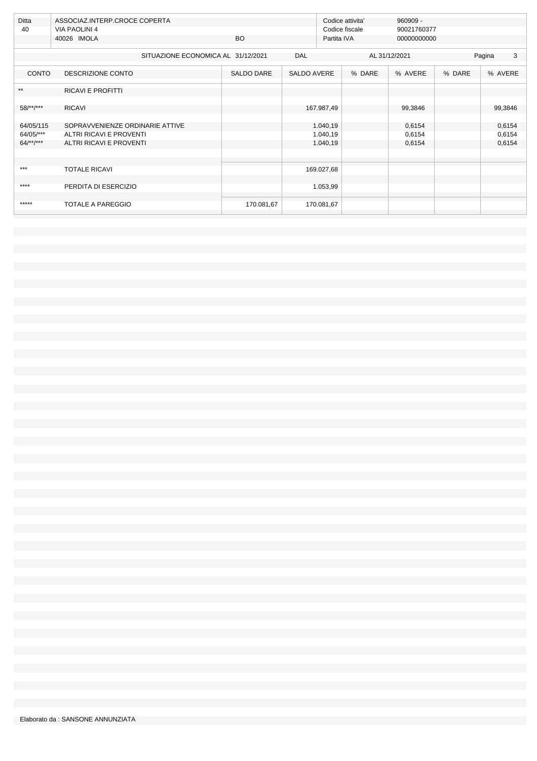| Ditta | ASSOCIAZ.INTERP.CROCE COPERTA | | Codice attivita' | 960909 - |
|---|---|---|---|---|
| 40 | VIA PAOLINI 4 | | Codice fiscale | 90021760377 |
| | 40026 IMOLA | BO | Partita IVA | 00000000000 |

SITUAZIONE ECONOMICA AL 31/12/2021 DAL AL 31/12/2021

| CONTO | DESCRIZIONE CONTO | SALDO DARE | SALDO AVERE | % DARE | % AVERE | % DARE | % AVERE |
|---|---|---|---|---|---|---|---|
| ** | RICAVI E PROFITTI | | | | | | |
| 58/**/*** | RICAVI | | 167.987,49 | | 99,3846 | | 99,3846 |
| 64/05/115 | SOPRAVVENIENZE ORDINARIE ATTIVE | | 1.040,19 | | 0,6154 | | 0,6154 |
| 64/05/*** | ALTRI RICAVI E PROVENTI | | 1.040,19 | | 0,6154 | | 0,6154 |
| 64/**/*** | ALTRI RICAVI E PROVENTI | | 1.040,19 | | 0,6154 | | 0,6154 |
| *** | TOTALE RICAVI | | 169.027,68 | | | | |
| **** | PERDITA DI ESERCIZIO | | 1.053,99 | | | | |
| ***** | TOTALE A PAREGGIO | 170.081,67 | 170.081,67 | | | | |

Elaborato da : SANSONE ANNUNZIATA